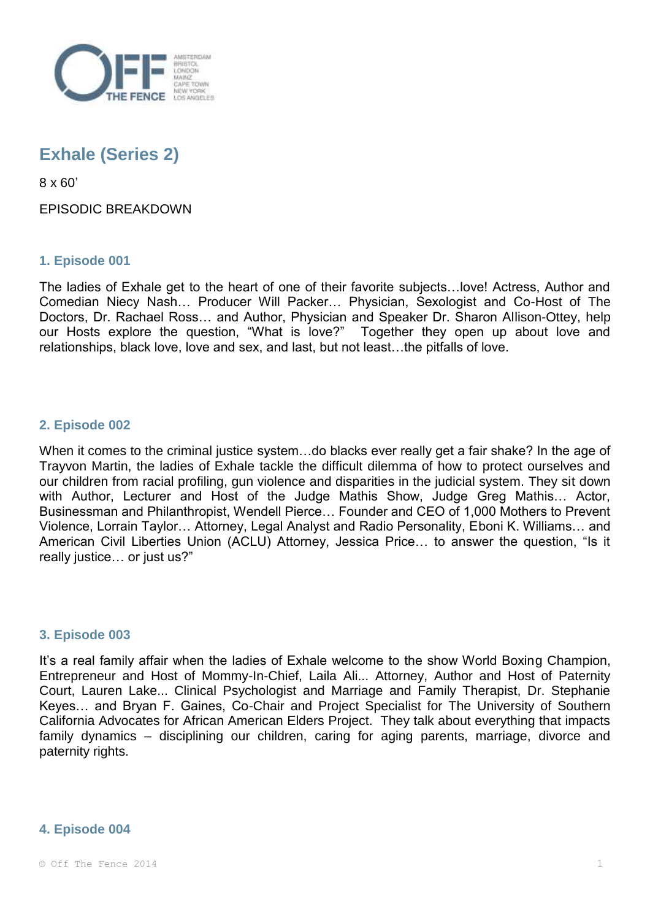# Exhale (Series 2)

8 x 60'

EPISODIC BREAKDOWN

## 1. Episode 001

The ladies of Exhale get to the heart of one of their favorite subjects…love! Actress, Author and Comedian Niecy Nash… Producer Will Packer… Physician, Sexologist and Co-Host of The Doctors, Dr. Rachael Ross… and Author, Physician and Speaker Dr. Sharon Allison-Ottey, help our Hosts explore the question, "What is love?" Together they open up about love and relationships, black love, love and sex, and last, but not least…the pitfalls of love.

## 2. Episode 002

When it comes to the criminal justice system…do blacks ever really get a fair shake? In the age of Trayvon Martin, the ladies of Exhale tackle the difficult dilemma of how to protect ourselves and our children from racial profiling, gun violence and disparities in the judicial system. They sit down with Author, Lecturer and Host of the Judge Mathis Show, Judge Greg Mathis… Actor, Businessman and Philanthropist, Wendell Pierce… Founder and CEO of 1,000 Mothers to Prevent Violence, Lorrain Taylor… Attorney, Legal Analyst and Radio Personality, Eboni K. Williams… and American Civil Liberties Union (ACLU) Attorney, Jessica Price… to answer the question, "Is it really justice… or just us?"

## 3. Episode 003

It's a real family affair when the ladies of Exhale welcome to the show World Boxing Champion, Entrepreneur and Host of Mommy-In-Chief, Laila Ali... Attorney, Author and Host of Paternity Court, Lauren Lake... Clinical Psychologist and Marriage and Family Therapist, Dr. Stephanie Keyes… and Bryan F. Gaines, Co-Chair and Project Specialist for The University of Southern California Advocates for African American Elders Project. They talk about everything that impacts family dynamics – disciplining our children, caring for aging parents, marriage, divorce and paternity rights.

## 4. Episode 004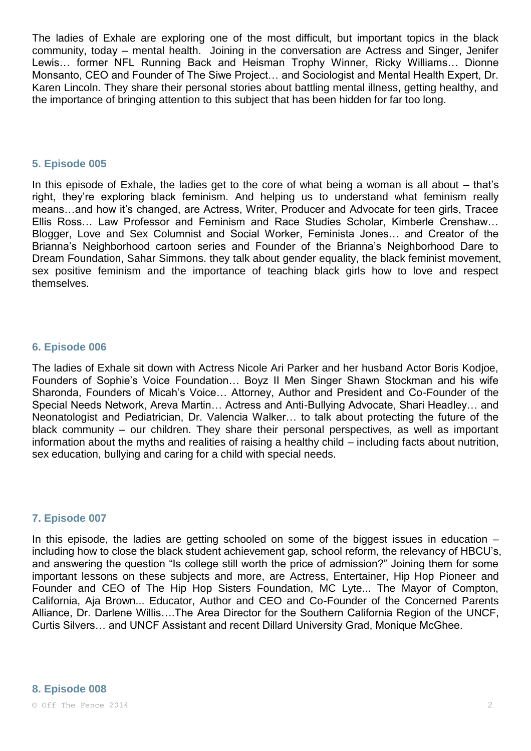The ladies of Exhale are exploring one of the most difficult, but important topics in the black community, today – mental health. Joining in the conversation are Actress and Singer, Jenifer Lewis… former NFL Running Back and Heisman Trophy Winner, Ricky Williams… Dionne Monsanto, CEO and Founder of The Siwe Project… and Sociologist and Mental Health Expert, Dr. Karen Lincoln. They share their personal stories about battling mental illness, getting healthy, and the importance of bringing attention to this subject that has been hidden for far too long.

### 5. Episode 005

In this episode of Exhale, the ladies get to the core of what being a woman is all about – that's right, they're exploring black feminism. And helping us to understand what feminism really means…and how it's changed, are Actress, Writer, Producer and Advocate for teen girls, Tracee Ellis Ross… Law Professor and Feminism and Race Studies Scholar, Kimberle Crenshaw… Blogger, Love and Sex Columnist and Social Worker, Feminista Jones… and Creator of the Brianna's Neighborhood cartoon series and Founder of the Brianna's Neighborhood Dare to Dream Foundation, Sahar Simmons. they talk about gender equality, the black feminist movement, sex positive feminism and the importance of teaching black girls how to love and respect themselves.

### 6. Episode 006

The ladies of Exhale sit down with Actress Nicole Ari Parker and her husband Actor Boris Kodjoe, Founders of Sophie's Voice Foundation… Boyz II Men Singer Shawn Stockman and his wife Sharonda, Founders of Micah's Voice… Attorney, Author and President and Co-Founder of the Special Needs Network, Areva Martin… Actress and Anti-Bullying Advocate, Shari Headley… and Neonatologist and Pediatrician, Dr. Valencia Walker… to talk about protecting the future of the black community – our children. They share their personal perspectives, as well as important information about the myths and realities of raising a healthy child – including facts about nutrition, sex education, bullying and caring for a child with special needs.

### 7. Episode 007

In this episode, the ladies are getting schooled on some of the biggest issues in education – including how to close the black student achievement gap, school reform, the relevancy of HBCU's, and answering the question "Is college still worth the price of admission?" Joining them for some important lessons on these subjects and more, are Actress, Entertainer, Hip Hop Pioneer and Founder and CEO of The Hip Hop Sisters Foundation, MC Lyte... The Mayor of Compton, California, Aja Brown... Educator, Author and CEO and Co-Founder of the Concerned Parents Alliance, Dr. Darlene Willis….The Area Director for the Southern California Region of the UNCF, Curtis Silvers… and UNCF Assistant and recent Dillard University Grad, Monique McGhee.

### 8. Episode 008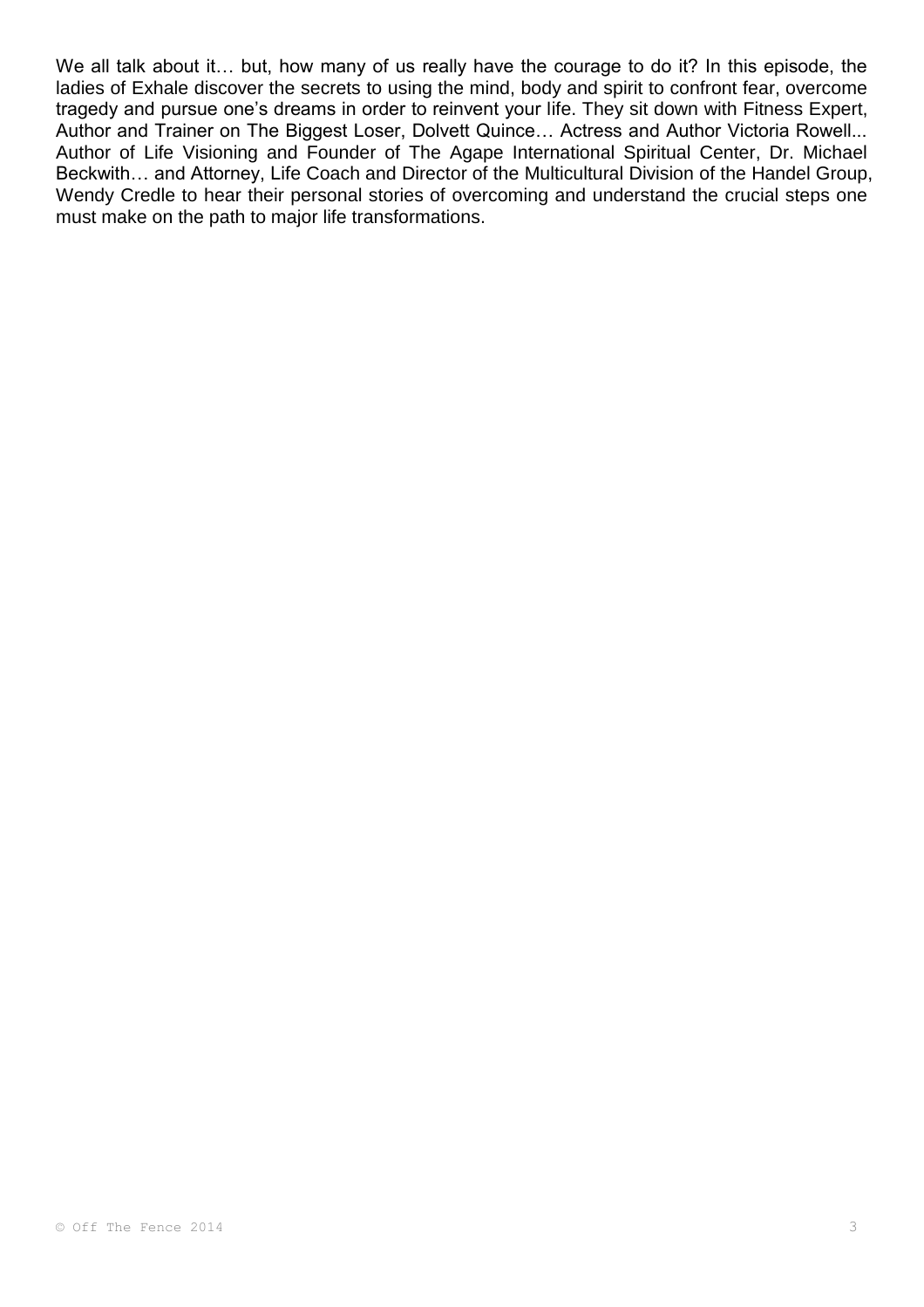We all talk about it… but, how many of us really have the courage to do it? In this episode, the ladies of Exhale discover the secrets to using the mind, body and spirit to confront fear, overcome tragedy and pursue one's dreams in order to reinvent your life. They sit down with Fitness Expert, Author and Trainer on The Biggest Loser, Dolvett Quince… Actress and Author Victoria Rowell... Author of Life Visioning and Founder of The Agape International Spiritual Center, Dr. Michael Beckwith… and Attorney, Life Coach and Director of the Multicultural Division of the Handel Group, Wendy Credle to hear their personal stories of overcoming and understand the crucial steps one must make on the path to major life transformations.